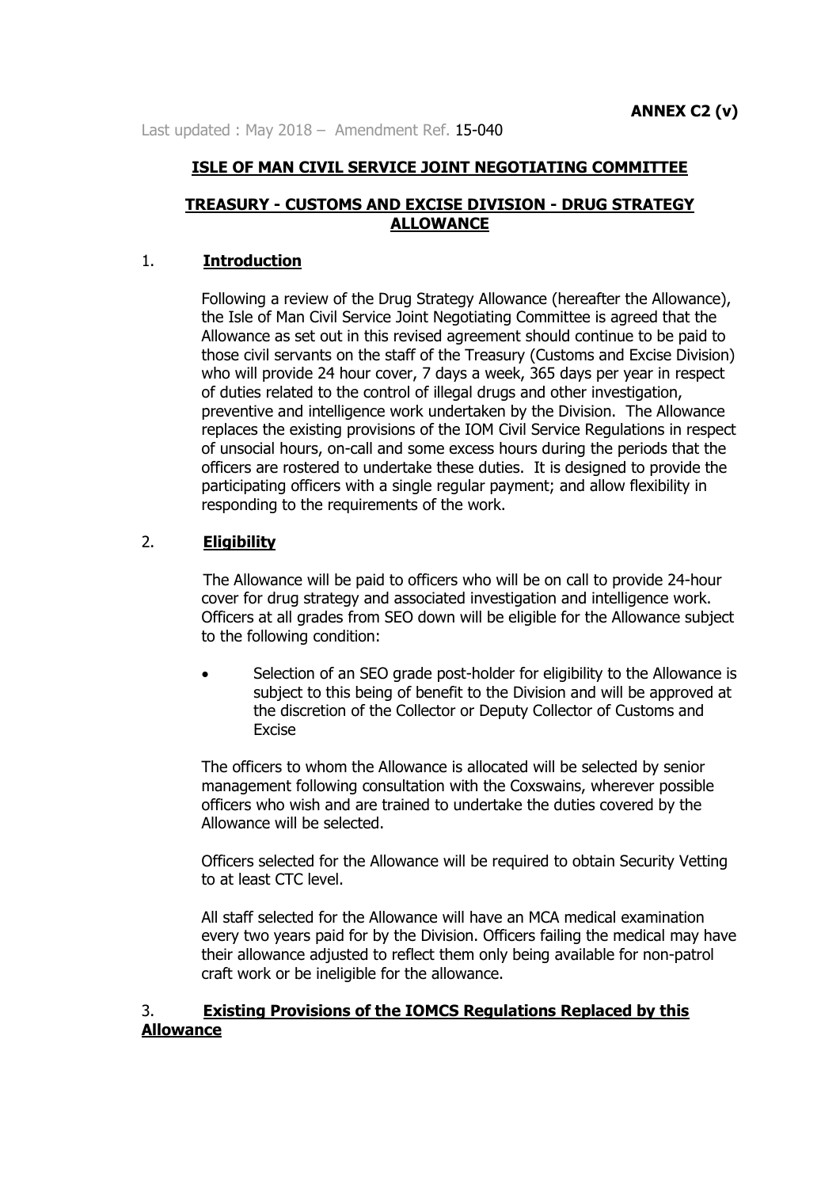**ANNEX C2 (v)**

Last updated : May 2018 – Amendment Ref. 15-040

## ISLE OF MAN CIVIL SERVICE JOINT NEGOTIATING COMMITTEE

## TREASURY - CUSTOMS AND EXCISE DIVISION - DRUG STRATEGY ALLOWANCE

### 1. Introduction

Following a review of the Drug Strategy Allowance (hereafter the Allowance), the Isle of Man Civil Service Joint Negotiating Committee is agreed that the Allowance as set out in this revised agreement should continue to be paid to those civil servants on the staff of the Treasury (Customs and Excise Division) who will provide 24 hour cover, 7 days a week, 365 days per year in respect of duties related to the control of illegal drugs and other investigation, preventive and intelligence work undertaken by the Division. The Allowance replaces the existing provisions of the IOM Civil Service Regulations in respect of unsocial hours, on-call and some excess hours during the periods that the officers are rostered to undertake these duties. It is designed to provide the participating officers with a single regular payment; and allow flexibility in responding to the requirements of the work.

### 2. Eligibility

The Allowance will be paid to officers who will be on call to provide 24-hour cover for drug strategy and associated investigation and intelligence work. Officers at all grades from SEO down will be eligible for the Allowance subject to the following condition:

- Selection of an SEO grade post-holder for eligibility to the Allowance is subject to this being of benefit to the Division and will be approved at the discretion of the Collector or Deputy Collector of Customs and Excise

The officers to whom the Allowance is allocated will be selected by senior management following consultation with the Coxswains, wherever possible officers who wish and are trained to undertake the duties covered by the Allowance will be selected.

Officers selected for the Allowance will be required to obtain Security Vetting to at least CTC level.

All staff selected for the Allowance will have an MCA medical examination every two years paid for by the Division. Officers failing the medical may have their allowance adjusted to reflect them only being available for non-patrol craft work or be ineligible for the allowance.

### 3. Existing Provisions of the IOMCS Regulations Replaced by this Allowance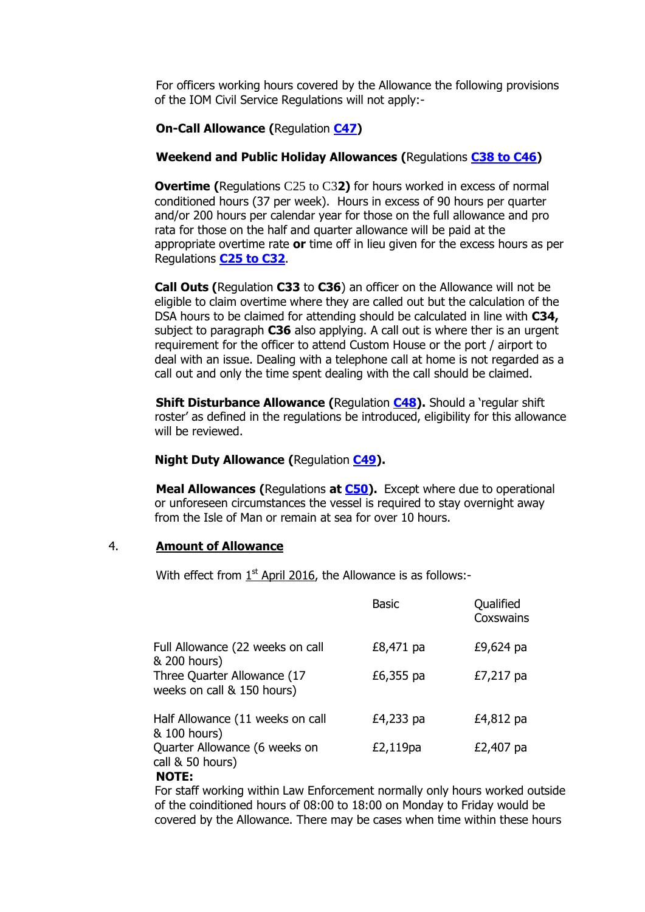For officers working hours covered by the Allowance the following provisions of the IOM Civil Service Regulations will not apply:-

**On-Call Allowance (**Regulation **C47)**

**Weekend and Public Holiday Allowances (**Regulations **C38 to C46)**

**Overtime (**Regulations C25 to C3**2)** for hours worked in excess of normal conditioned hours (37 per week). Hours in excess of 90 hours per quarter and/or 200 hours per calendar year for those on the full allowance and pro rata for those on the half and quarter allowance will be paid at the appropriate overtime rate **or** time off in lieu given for the excess hours as per Regulations **C25 to C32**.

**Call Outs (**Regulation **C33** to **C36**) an officer on the Allowance will not be eligible to claim overtime where they are called out but the calculation of the DSA hours to be claimed for attending should be calculated in line with **C34,** subject to paragraph **C36** also applying. A call out is where ther is an urgent requirement for the officer to attend Custom House or the port / airport to deal with an issue. Dealing with a telephone call at home is not regarded as a call out and only the time spent dealing with the call should be claimed.

**Shift Disturbance Allowance (**Regulation **C48).** Should a 'regular shift roster' as defined in the regulations be introduced, eligibility for this allowance will be reviewed.

**Night Duty Allowance (**Regulation **C49).**

**Meal Allowances (**Regulations **at C50).** Except where due to operational or unforeseen circumstances the vessel is required to stay overnight away from the Isle of Man or remain at sea for over 10 hours.

## 4. Amount of Allowance

With effect from 1st April 2016, the Allowance is as follows:-

| | Basic | Qualified Coxswains |
|---|---|---|
| Full Allowance (22 weeks on call & 200 hours) | £8,471 pa | £9,624 pa |
| Three Quarter Allowance (17 weeks on call & 150 hours) | £6,355 pa | £7,217 pa |
| Half Allowance (11 weeks on call & 100 hours) | £4,233 pa | £4,812 pa |
| Quarter Allowance (6 weeks on call & 50 hours) | £2,119pa | £2,407 pa |

**NOTE:**

For staff working within Law Enforcement normally only hours worked outside of the coinditioned hours of 08:00 to 18:00 on Monday to Friday would be covered by the Allowance. There may be cases when time within these hours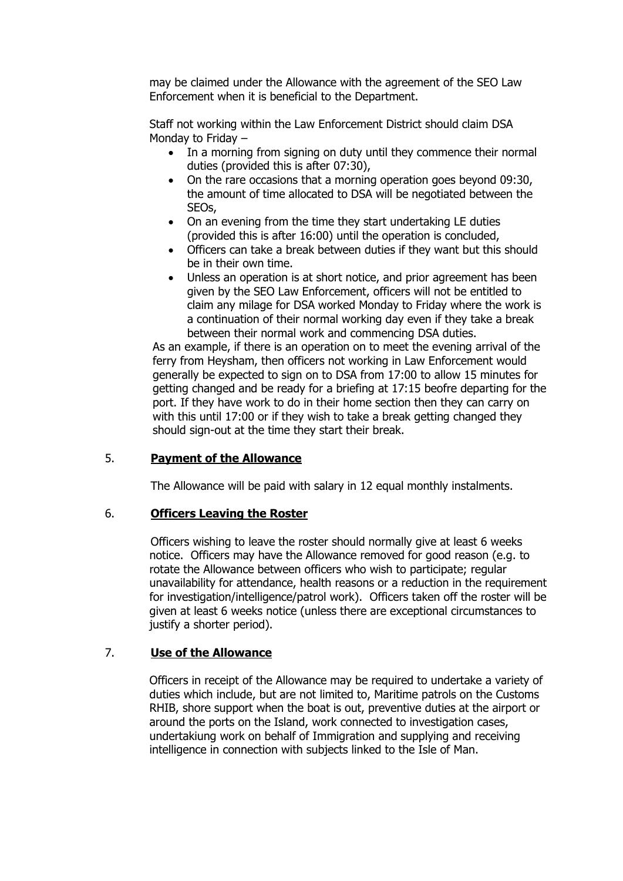may be claimed under the Allowance with the agreement of the SEO Law Enforcement when it is beneficial to the Department.

Staff not working within the Law Enforcement District should claim DSA Monday to Friday –

- In a morning from signing on duty until they commence their normal duties (provided this is after 07:30),
- On the rare occasions that a morning operation goes beyond 09:30, the amount of time allocated to DSA will be negotiated between the SEOs,
- On an evening from the time they start undertaking LE duties (provided this is after 16:00) until the operation is concluded,
- Officers can take a break between duties if they want but this should be in their own time.
- Unless an operation is at short notice, and prior agreement has been given by the SEO Law Enforcement, officers will not be entitled to claim any milage for DSA worked Monday to Friday where the work is a continuation of their normal working day even if they take a break between their normal work and commencing DSA duties.

As an example, if there is an operation on to meet the evening arrival of the ferry from Heysham, then officers not working in Law Enforcement would generally be expected to sign on to DSA from 17:00 to allow 15 minutes for getting changed and be ready for a briefing at 17:15 beofre departing for the port. If they have work to do in their home section then they can carry on with this until 17:00 or if they wish to take a break getting changed they should sign-out at the time they start their break.

## 5. **Payment of the Allowance**

The Allowance will be paid with salary in 12 equal monthly instalments.

## 6. **Officers Leaving the Roster**

Officers wishing to leave the roster should normally give at least 6 weeks notice. Officers may have the Allowance removed for good reason (e.g. to rotate the Allowance between officers who wish to participate; regular unavailability for attendance, health reasons or a reduction in the requirement for investigation/intelligence/patrol work). Officers taken off the roster will be given at least 6 weeks notice (unless there are exceptional circumstances to justify a shorter period).

## 7. **Use of the Allowance**

Officers in receipt of the Allowance may be required to undertake a variety of duties which include, but are not limited to, Maritime patrols on the Customs RHIB, shore support when the boat is out, preventive duties at the airport or around the ports on the Island, work connected to investigation cases, undertakiung work on behalf of Immigration and supplying and receiving intelligence in connection with subjects linked to the Isle of Man.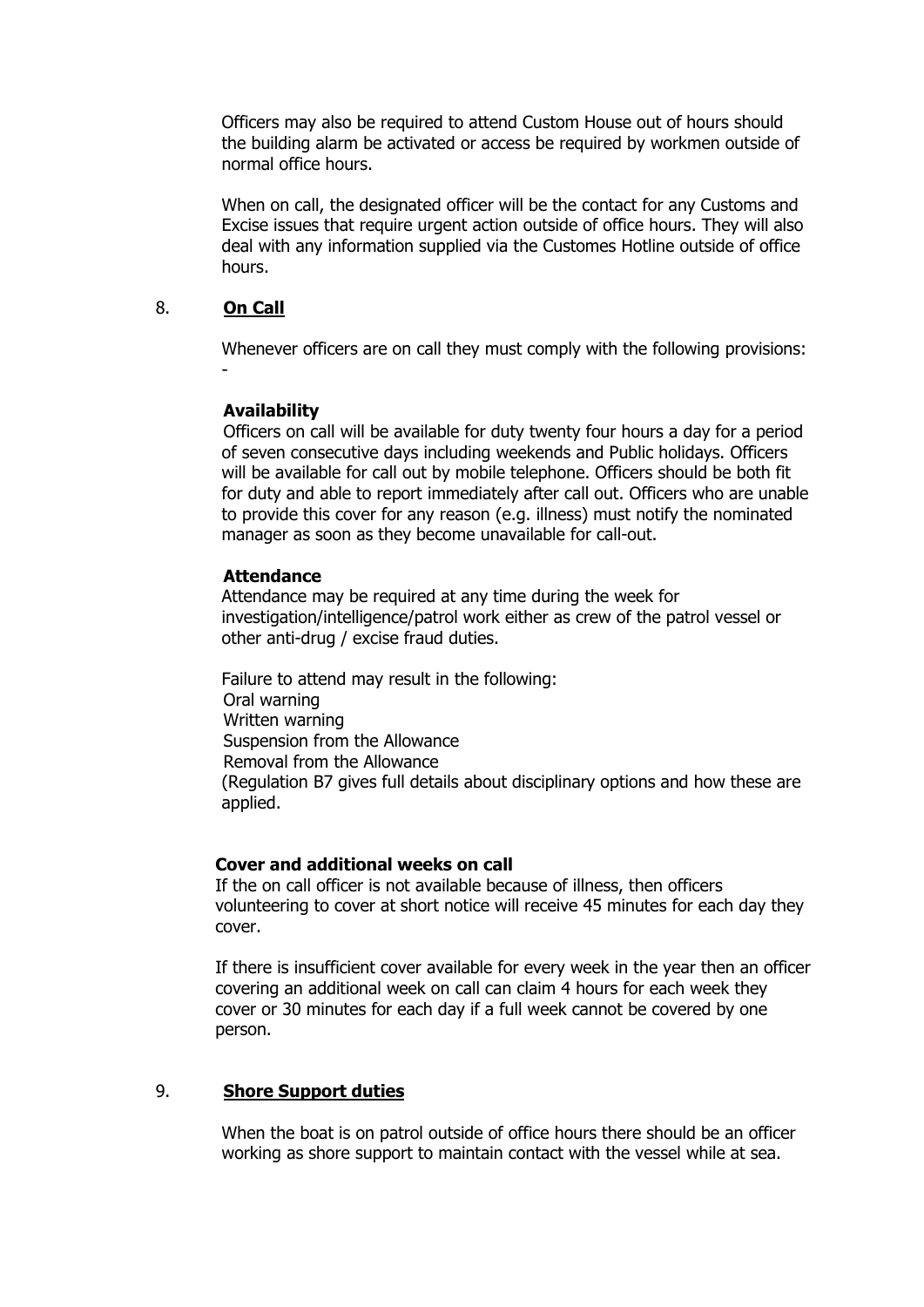Officers may also be required to attend Custom House out of hours should the building alarm be activated or access be required by workmen outside of normal office hours.

When on call, the designated officer will be the contact for any Customs and Excise issues that require urgent action outside of office hours. They will also deal with any information supplied via the Customes Hotline outside of office hours.

## 8. **On Call**

Whenever officers are on call they must comply with the following provisions: -

**Availability**

Officers on call will be available for duty twenty four hours a day for a period of seven consecutive days including weekends and Public holidays. Officers will be available for call out by mobile telephone. Officers should be both fit for duty and able to report immediately after call out. Officers who are unable to provide this cover for any reason (e.g. illness) must notify the nominated manager as soon as they become unavailable for call-out.

**Attendance**

Attendance may be required at any time during the week for investigation/intelligence/patrol work either as crew of the patrol vessel or other anti-drug / excise fraud duties.

Failure to attend may result in the following:

Oral warning
Written warning
Suspension from the Allowance
Removal from the Allowance
(Regulation B7 gives full details about disciplinary options and how these are applied.

**Cover and additional weeks on call**

If the on call officer is not available because of illness, then officers volunteering to cover at short notice will receive 45 minutes for each day they cover.

If there is insufficient cover available for every week in the year then an officer covering an additional week on call can claim 4 hours for each week they cover or 30 minutes for each day if a full week cannot be covered by one person.

## 9. **Shore Support duties**

When the boat is on patrol outside of office hours there should be an officer working as shore support to maintain contact with the vessel while at sea.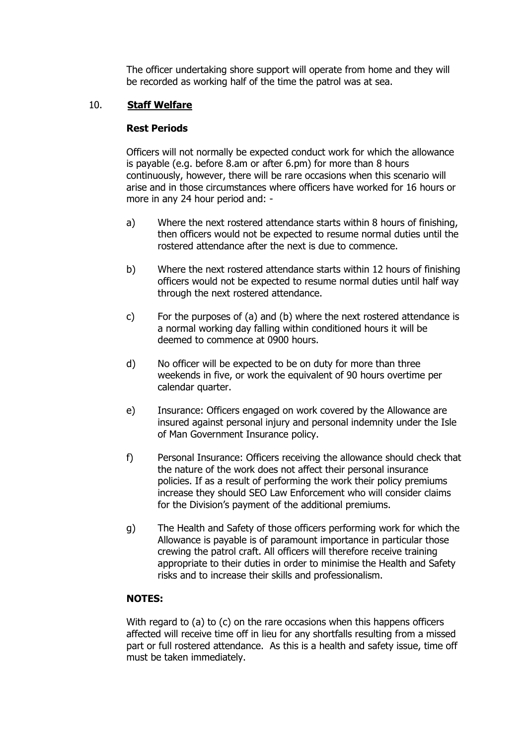The officer undertaking shore support will operate from home and they will be recorded as working half of the time the patrol was at sea.

## 10. Staff Welfare

### Rest Periods

Officers will not normally be expected conduct work for which the allowance is payable (e.g. before 8.am or after 6.pm) for more than 8 hours continuously, however, there will be rare occasions when this scenario will arise and in those circumstances where officers have worked for 16 hours or more in any 24 hour period and: -

a) Where the next rostered attendance starts within 8 hours of finishing, then officers would not be expected to resume normal duties until the rostered attendance after the next is due to commence.

b) Where the next rostered attendance starts within 12 hours of finishing officers would not be expected to resume normal duties until half way through the next rostered attendance.

c) For the purposes of (a) and (b) where the next rostered attendance is a normal working day falling within conditioned hours it will be deemed to commence at 0900 hours.

d) No officer will be expected to be on duty for more than three weekends in five, or work the equivalent of 90 hours overtime per calendar quarter.

e) Insurance: Officers engaged on work covered by the Allowance are insured against personal injury and personal indemnity under the Isle of Man Government Insurance policy.

f) Personal Insurance: Officers receiving the allowance should check that the nature of the work does not affect their personal insurance policies. If as a result of performing the work their policy premiums increase they should SEO Law Enforcement who will consider claims for the Division's payment of the additional premiums.

g) The Health and Safety of those officers performing work for which the Allowance is payable is of paramount importance in particular those crewing the patrol craft. All officers will therefore receive training appropriate to their duties in order to minimise the Health and Safety risks and to increase their skills and professionalism.

**NOTES:**

With regard to (a) to (c) on the rare occasions when this happens officers affected will receive time off in lieu for any shortfalls resulting from a missed part or full rostered attendance. As this is a health and safety issue, time off must be taken immediately.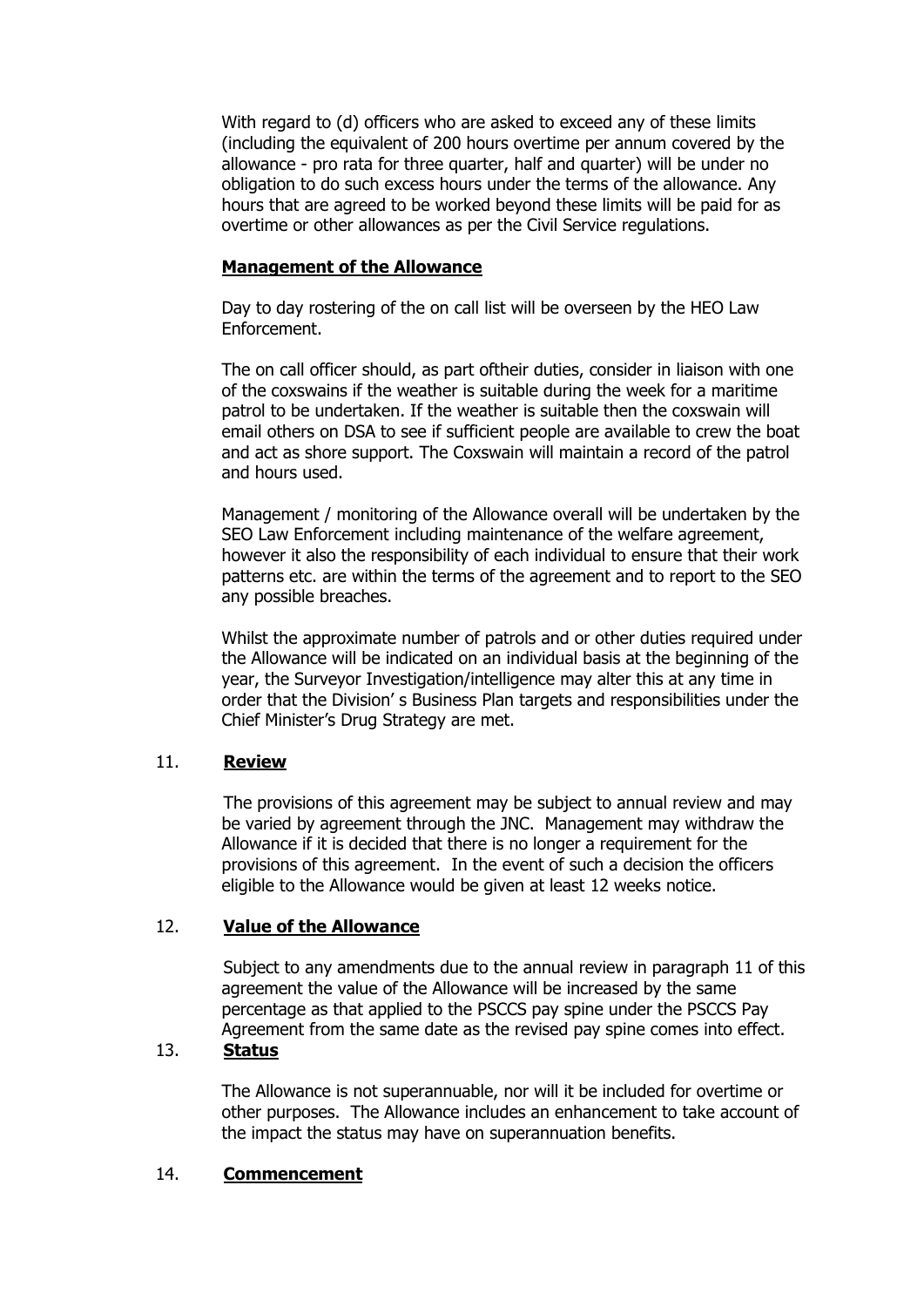With regard to (d) officers who are asked to exceed any of these limits (including the equivalent of 200 hours overtime per annum covered by the allowance - pro rata for three quarter, half and quarter) will be under no obligation to do such excess hours under the terms of the allowance. Any hours that are agreed to be worked beyond these limits will be paid for as overtime or other allowances as per the Civil Service regulations.

**Management of the Allowance**

Day to day rostering of the on call list will be overseen by the HEO Law Enforcement.

The on call officer should, as part oftheir duties, consider in liaison with one of the coxswains if the weather is suitable during the week for a maritime patrol to be undertaken. If the weather is suitable then the coxswain will email others on DSA to see if sufficient people are available to crew the boat and act as shore support. The Coxswain will maintain a record of the patrol and hours used.

Management / monitoring of the Allowance overall will be undertaken by the SEO Law Enforcement including maintenance of the welfare agreement, however it also the responsibility of each individual to ensure that their work patterns etc. are within the terms of the agreement and to report to the SEO any possible breaches.

Whilst the approximate number of patrols and or other duties required under the Allowance will be indicated on an individual basis at the beginning of the year, the Surveyor Investigation/intelligence may alter this at any time in order that the Division' s Business Plan targets and responsibilities under the Chief Minister's Drug Strategy are met.

## 11. Review

The provisions of this agreement may be subject to annual review and may be varied by agreement through the JNC. Management may withdraw the Allowance if it is decided that there is no longer a requirement for the provisions of this agreement. In the event of such a decision the officers eligible to the Allowance would be given at least 12 weeks notice.

## 12. Value of the Allowance

Subject to any amendments due to the annual review in paragraph 11 of this agreement the value of the Allowance will be increased by the same percentage as that applied to the PSCCS pay spine under the PSCCS Pay Agreement from the same date as the revised pay spine comes into effect.

## 13. Status

The Allowance is not superannuable, nor will it be included for overtime or other purposes. The Allowance includes an enhancement to take account of the impact the status may have on superannuation benefits.

## 14. Commencement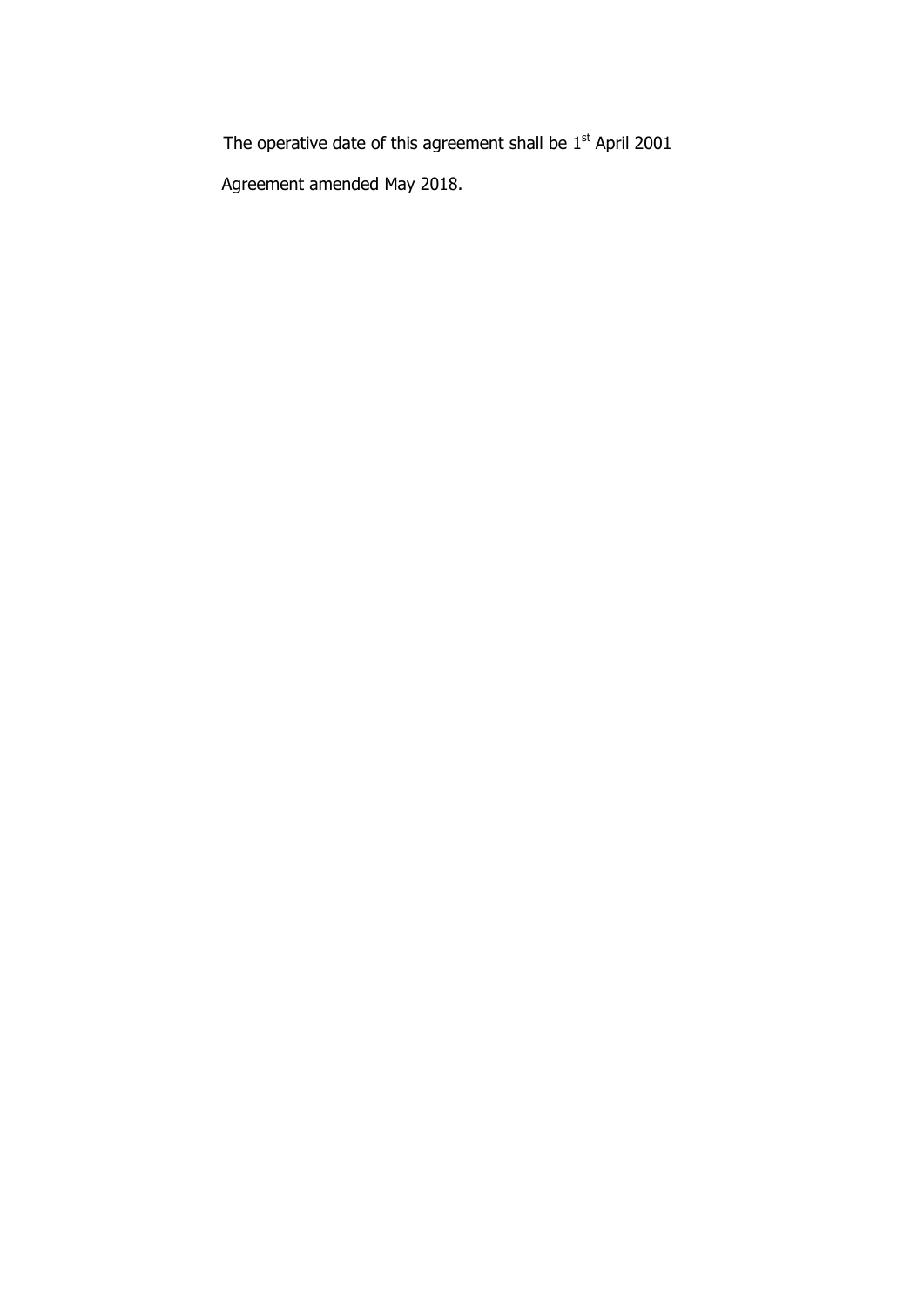The operative date of this agreement shall be 1st April 2001

Agreement amended May 2018.